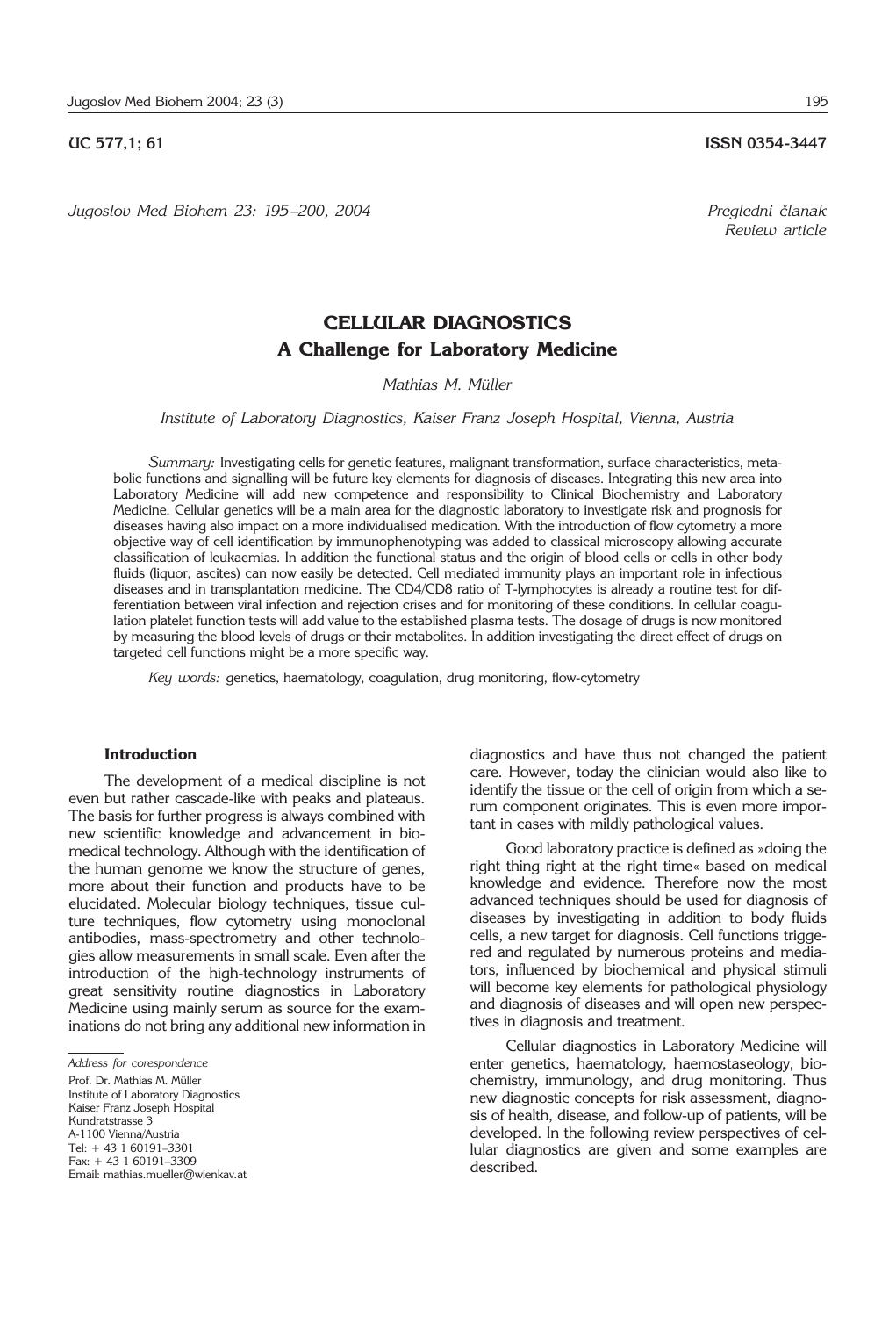UC 577,1; 61 ISSN 0354-3447

*Jugoslov Med Biohem 23: 195–200, 2004*

*Pregledni članak*
*Review article*

# CELLULAR DIAGNOSTICS
## A Challenge for Laboratory Medicine

*Mathias M. Müller*

*Institute of Laboratory Diagnostics, Kaiser Franz Joseph Hospital, Vienna, Austria*

*Summary:* Investigating cells for genetic features, malignant transformation, surface characteristics, metabolic functions and signalling will be future key elements for diagnosis of diseases. Integrating this new area into Laboratory Medicine will add new competence and responsibility to Clinical Biochemistry and Laboratory Medicine. Cellular genetics will be a main area for the diagnostic laboratory to investigate risk and prognosis for diseases having also impact on a more individualised medication. With the introduction of flow cytometry a more objective way of cell identification by immunophenotyping was added to classical microscopy allowing accurate classification of leukaemias. In addition the functional status and the origin of blood cells or cells in other body fluids (liquor, ascites) can now easily be detected. Cell mediated immunity plays an important role in infectious diseases and in transplantation medicine. The CD4/CD8 ratio of T-lymphocytes is already a routine test for differentiation between viral infection and rejection crises and for monitoring of these conditions. In cellular coagulation platelet function tests will add value to the established plasma tests. The dosage of drugs is now monitored by measuring the blood levels of drugs or their metabolites. In addition investigating the direct effect of drugs on targeted cell functions might be a more specific way.

*Key words:* genetics, haematology, coagulation, drug monitoring, flow-cytometry

### Introduction

The development of a medical discipline is not even but rather cascade-like with peaks and plateaus. The basis for further progress is always combined with new scientific knowledge and advancement in biomedical technology. Although with the identification of the human genome we know the structure of genes, more about their function and products have to be elucidated. Molecular biology techniques, tissue culture techniques, flow cytometry using monoclonal antibodies, mass-spectrometry and other technologies allow measurements in small scale. Even after the introduction of the high-technology instruments of great sensitivity routine diagnostics in Laboratory Medicine using mainly serum as source for the examinations do not bring any additional new information in diagnostics and have thus not changed the patient care. However, today the clinician would also like to identify the tissue or the cell of origin from which a serum component originates. This is even more important in cases with mildly pathological values.

Good laboratory practice is defined as »doing the right thing right at the right time« based on medical knowledge and evidence. Therefore now the most advanced techniques should be used for diagnosis of diseases by investigating in addition to body fluids cells, a new target for diagnosis. Cell functions triggered and regulated by numerous proteins and mediators, influenced by biochemical and physical stimuli will become key elements for pathological physiology and diagnosis of diseases and will open new perspectives in diagnosis and treatment.

Cellular diagnostics in Laboratory Medicine will enter genetics, haematology, haemostaseology, biochemistry, immunology, and drug monitoring. Thus new diagnostic concepts for risk assessment, diagnosis of health, disease, and follow-up of patients, will be developed. In the following review perspectives of cellular diagnostics are given and some examples are described.

*Address for corespondence*

Prof. Dr. Mathias M. Müller
Institute of Laboratory Diagnostics
Kaiser Franz Joseph Hospital
Kundratstrasse 3
A-1100 Vienna/Austria
Tel: + 43 1 60191–3301
Fax: + 43 1 60191–3309
Email: mathias.mueller@wienkav.at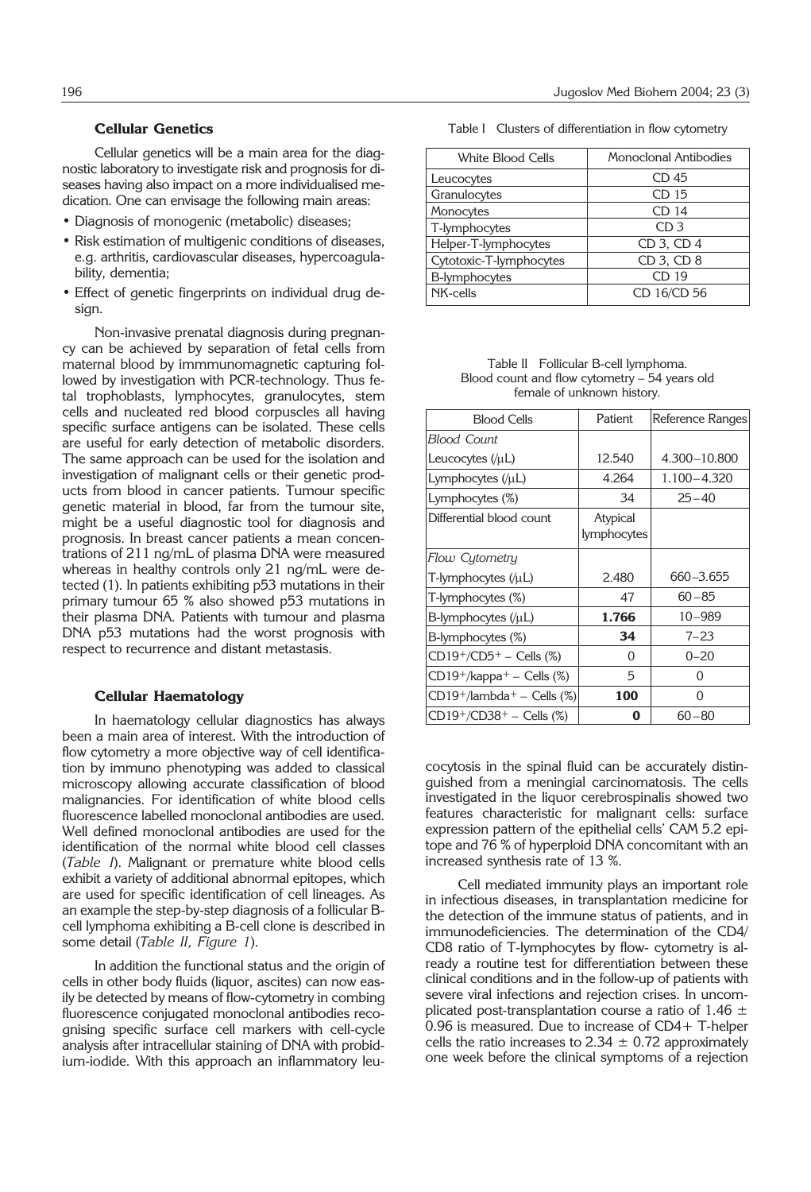### Cellular Genetics

Cellular genetics will be a main area for the diagnostic laboratory to investigate risk and prognosis for diseases having also impact on a more individualised medication. One can envisage the following main areas:

- Diagnosis of monogenic (metabolic) diseases;
- Risk estimation of multigenic conditions of diseases, e.g. arthritis, cardiovascular diseases, hypercoagulability, dementia;
- Effect of genetic fingerprints on individual drug design.

Non-invasive prenatal diagnosis during pregnancy can be achieved by separation of fetal cells from maternal blood by immmunomagnetic capturing followed by investigation with PCR-technology. Thus fetal trophoblasts, lymphocytes, granulocytes, stem cells and nucleated red blood corpuscles all having specific surface antigens can be isolated. These cells are useful for early detection of metabolic disorders. The same approach can be used for the isolation and investigation of malignant cells or their genetic products from blood in cancer patients. Tumour specific genetic material in blood, far from the tumour site, might be a useful diagnostic tool for diagnosis and prognosis. In breast cancer patients a mean concentrations of 211 ng/mL of plasma DNA were measured whereas in healthy controls only 21 ng/mL were detected (1). In patients exhibiting p53 mutations in their primary tumour 65 % also showed p53 mutations in their plasma DNA. Patients with tumour and plasma DNA p53 mutations had the worst prognosis with respect to recurrence and distant metastasis.

### Cellular Haematology

In haematology cellular diagnostics has always been a main area of interest. With the introduction of flow cytometry a more objective way of cell identification by immuno phenotyping was added to classical microscopy allowing accurate classification of blood malignancies. For identification of white blood cells fluorescence labelled monoclonal antibodies are used. Well defined monoclonal antibodies are used for the identification of the normal white blood cell classes (*Table I*). Malignant or premature white blood cells exhibit a variety of additional abnormal epitopes, which are used for specific identification of cell lineages. As an example the step-by-step diagnosis of a follicular B-cell lymphoma exhibiting a B-cell clone is described in some detail (*Table II, Figure 1*).

In addition the functional status and the origin of cells in other body fluids (liquor, ascites) can now easily be detected by means of flow-cytometry in combing fluorescence conjugated monoclonal antibodies recognising specific surface cell markers with cell-cycle analysis after intracellular staining of DNA with probidium-iodide. With this approach an inflammatory leucocytosis in the spinal fluid can be accurately distinguished from a meningial carcinomatosis. The cells investigated in the liquor cerebrospinalis showed two features characteristic for malignant cells: surface expression pattern of the epithelial cells' CAM 5.2 epitope and 76 % of hyperploid DNA concomitant with an increased synthesis rate of 13 %.

Cell mediated immunity plays an important role in infectious diseases, in transplantation medicine for the detection of the immune status of patients, and in immunodeficiencies. The determination of the CD4/CD8 ratio of T-lymphocytes by flow- cytometry is already a routine test for differentiation between these clinical conditions and in the follow-up of patients with severe viral infections and rejection crises. In uncomplicated post-transplantation course a ratio of $1.46 \pm 0.96$ is measured. Due to increase of CD4+ T-helper cells the ratio increases to $2.34 \pm 0.72$ approximately one week before the clinical symptoms of a rejection

Table I Clusters of differentiation in flow cytometry

| White Blood Cells | Monoclonal Antibodies |
|---|---|
| Leucocytes | CD 45 |
| Granulocytes | CD 15 |
| Monocytes | CD 14 |
| T-lymphocytes | CD 3 |
| Helper-T-lymphocytes | CD 3, CD 4 |
| Cytotoxic-T-lymphocytes | CD 3, CD 8 |
| B-lymphocytes | CD 19 |
| NK-cells | CD 16/CD 56 |

Table II Follicular B-cell lymphoma. Blood count and flow cytometry – 54 years old female of unknown history.

| Blood Cells | Patient | Reference Ranges |
|---|---|---|
| *Blood Count* | | |
| Leucocytes (/μL) | 12.540 | 4.300–10.800 |
| Lymphocytes (/μL) | 4.264 | 1.100–4.320 |
| Lymphocytes (%) | 34 | 25–40 |
| Differential blood count | Atypical lymphocytes | |
| *Flow Cytometry* | | |
| T-lymphocytes (/μL) | 2.480 | 660–3.655 |
| T-lymphocytes (%) | 47 | 60–85 |
| B-lymphocytes (/μL) | **1.766** | 10–989 |
| B-lymphocytes (%) | **34** | 7–23 |
| $CD19^+/CD5^+$ – Cells (%) | 0 | 0–20 |
| $CD19^+$/kappa$^+$ – Cells (%) | 5 | 0 |
| $CD19^+$/lambda$^+$ – Cells (%) | **100** | 0 |
| $CD19^+/CD38^+$ – Cells (%) | **0** | 60–80 |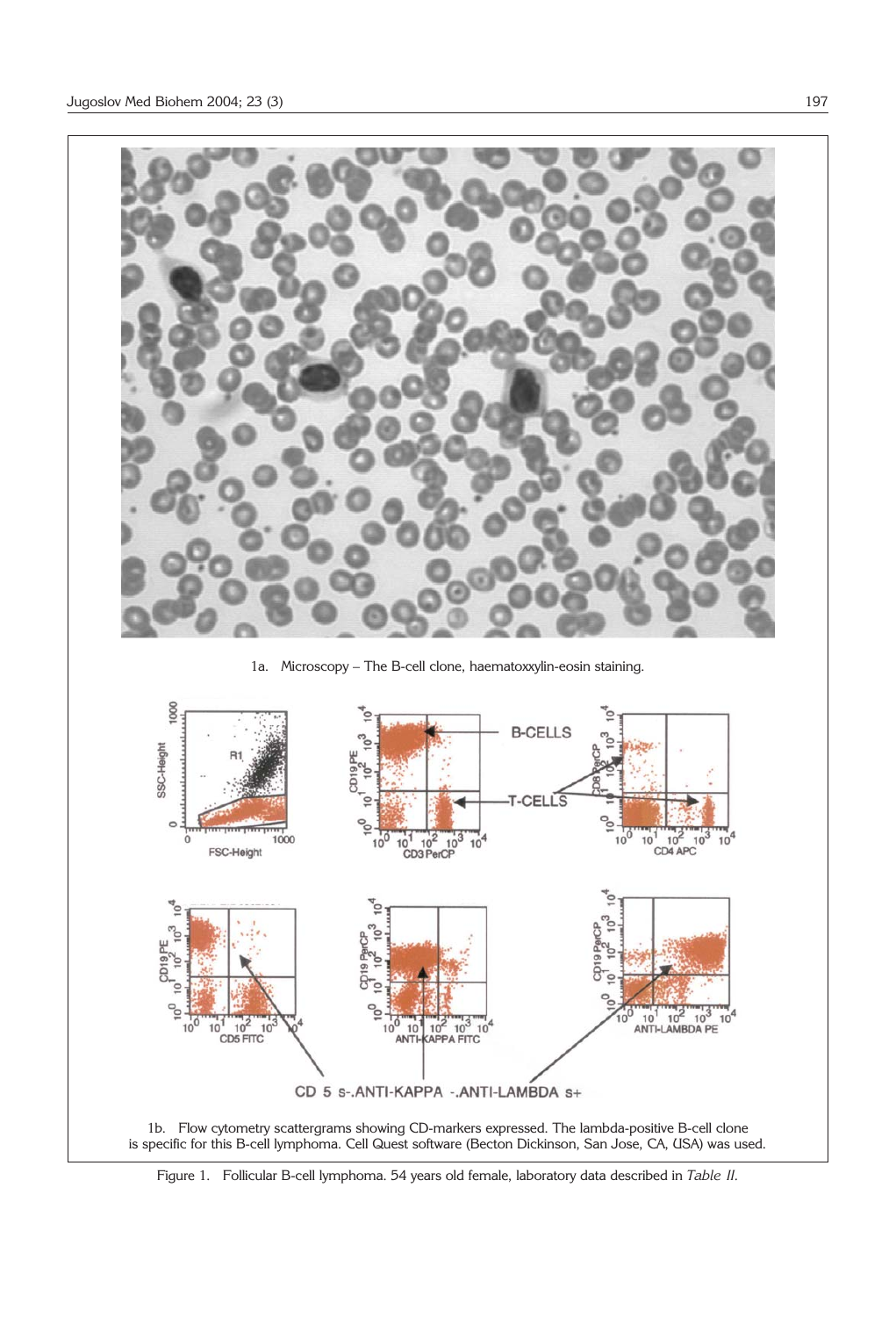1a. Microscopy – The B-cell clone, haematoxxylin-eosin staining.

1b. Flow cytometry scattergrams showing CD-markers expressed. The lambda-positive B-cell clone is specific for this B-cell lymphoma. Cell Quest software (Becton Dickinson, San Jose, CA, USA) was used.

Figure 1. Follicular B-cell lymphoma. 54 years old female, laboratory data described in *Table II*.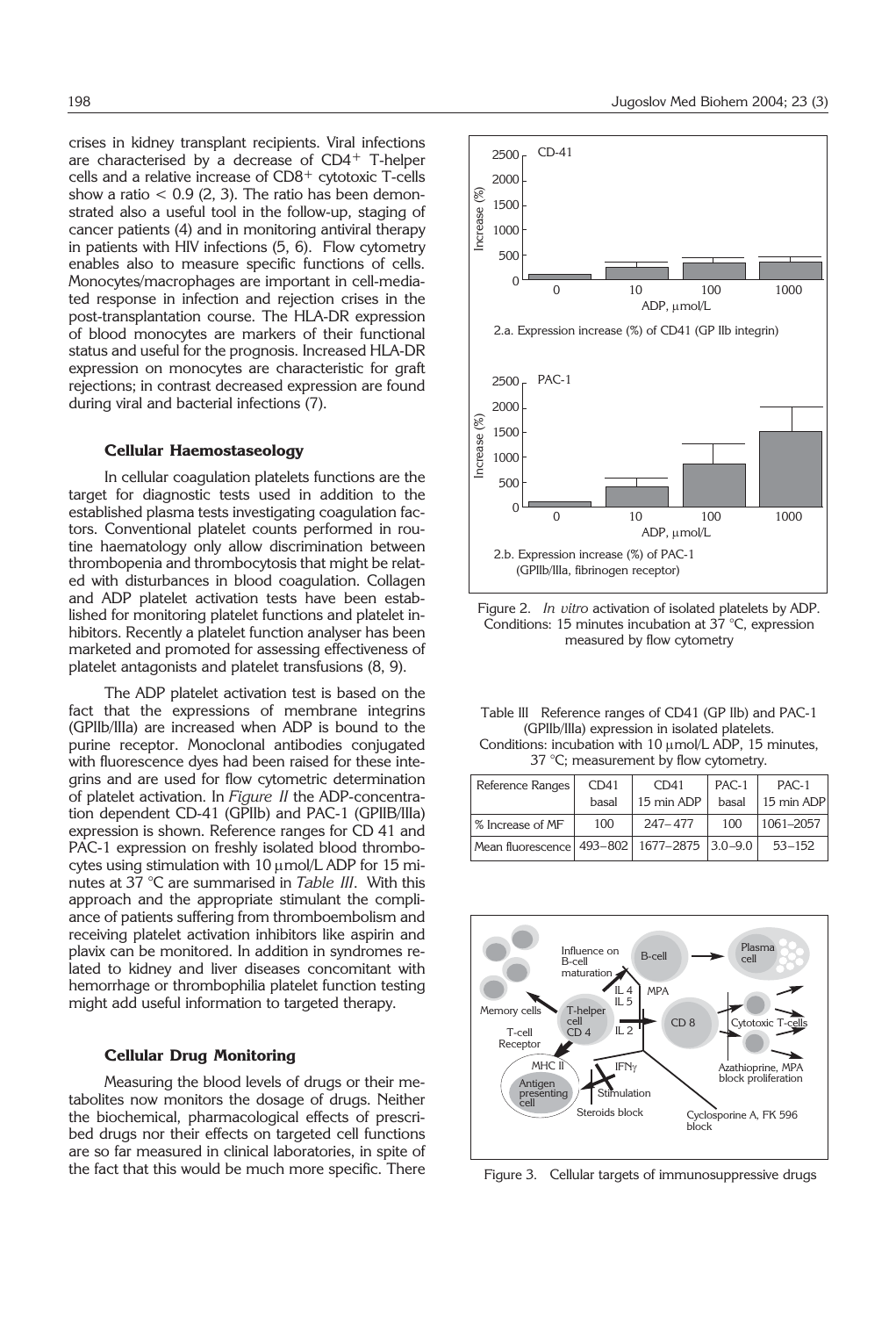crises in kidney transplant recipients. Viral infections are characterised by a decrease of $CD4^+$ T-helper cells and a relative increase of $CD8^+$ cytotoxic T-cells show a ratio < 0.9 (2, 3). The ratio has been demonstrated also a useful tool in the follow-up, staging of cancer patients (4) and in monitoring antiviral therapy in patients with HIV infections (5, 6). Flow cytometry enables also to measure specific functions of cells. Monocytes/macrophages are important in cell-mediated response in infection and rejection crises in the post-transplantation course. The HLA-DR expression of blood monocytes are markers of their functional status and useful for the prognosis. Increased HLA-DR expression on monocytes are characteristic for graft rejections; in contrast decreased expression are found during viral and bacterial infections (7).

### Cellular Haemostaseology

In cellular coagulation platelets functions are the target for diagnostic tests used in addition to the established plasma tests investigating coagulation factors. Conventional platelet counts performed in routine haematology only allow discrimination between thrombopenia and thrombocytosis that might be related with disturbances in blood coagulation. Collagen and ADP platelet activation tests have been established for monitoring platelet functions and platelet inhibitors. Recently a platelet function analyser has been marketed and promoted for assessing effectiveness of platelet antagonists and platelet transfusions (8, 9).

The ADP platelet activation test is based on the fact that the expressions of membrane integrins (GPIIb/IIIa) are increased when ADP is bound to the purine receptor. Monoclonal antibodies conjugated with fluorescence dyes had been raised for these integrins and are used for flow cytometric determination of platelet activation. In *Figure II* the ADP-concentration dependent CD-41 (GPIIb) and PAC-1 (GPIIB/IIIa) expression is shown. Reference ranges for CD 41 and PAC-1 expression on freshly isolated blood thrombocytes using stimulation with 10 μmol/L ADP for 15 minutes at 37 °C are summarised in *Table III*. With this approach and the appropriate stimulant the compliance of patients suffering from thromboembolism and receiving platelet activation inhibitors like aspirin and plavix can be monitored. In addition in syndromes related to kidney and liver diseases concomitant with hemorrhage or thrombophilia platelet function testing might add useful information to targeted therapy.

### Cellular Drug Monitoring

Measuring the blood levels of drugs or their metabolites now monitors the dosage of drugs. Neither the biochemical, pharmacological effects of prescribed drugs nor their effects on targeted cell functions are so far measured in clinical laboratories, in spite of the fact that this would be much more specific. There

2.a. Expression increase (%) of CD41 (GP IIb integrin)

2.b. Expression increase (%) of PAC-1 (GPIIb/IIIa, fibrinogen receptor)

Figure 2. *In vitro* activation of isolated platelets by ADP. Conditions: 15 minutes incubation at 37 °C, expression measured by flow cytometry

Table III Reference ranges of CD41 (GP IIb) and PAC-1 (GPIIb/IIIa) expression in isolated platelets. Conditions: incubation with 10 μmol/L ADP, 15 minutes, 37 °C; measurement by flow cytometry.

| Reference Ranges | CD41 basal | CD41 15 min ADP | PAC-1 basal | PAC-1 15 min ADP |
|---|---|---|---|---|
| % Increase of MF | 100 | 247–477 | 100 | 1061–2057 |
| Mean fluorescence | 493–802 | 1677–2875 | 3.0–9.0 | 53–152 |

Figure 3. Cellular targets of immunosuppressive drugs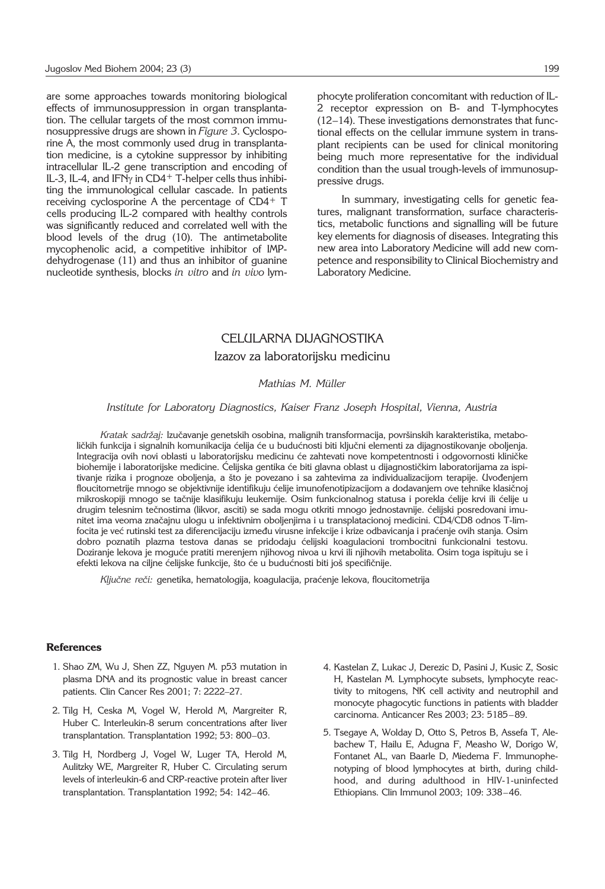are some approaches towards monitoring biological effects of immunosuppression in organ transplantation. The cellular targets of the most common immunosuppressive drugs are shown in *Figure 3*. Cyclosporine A, the most commonly used drug in transplantation medicine, is a cytokine suppressor by inhibiting intracellular IL-2 gene transcription and encoding of IL-3, IL-4, and IFN$\gamma$ in $CD4^+$ T-helper cells thus inhibiting the immunological cellular cascade. In patients receiving cyclosporine A the percentage of $CD4^+$ T cells producing IL-2 compared with healthy controls was significantly reduced and correlated well with the blood levels of the drug (10). The antimetabolite mycophenolic acid, a competitive inhibitor of IMP-dehydrogenase (11) and thus an inhibitor of guanine nucleotide synthesis, blocks *in vitro* and *in vivo* lymphocyte proliferation concomitant with reduction of IL-2 receptor expression on B- and T-lymphocytes (12–14). These investigations demonstrates that functional effects on the cellular immune system in transplant recipients can be used for clinical monitoring being much more representative for the individual condition than the usual trough-levels of immunosuppressive drugs.

In summary, investigating cells for genetic features, malignant transformation, surface characteristics, metabolic functions and signalling will be future key elements for diagnosis of diseases. Integrating this new area into Laboratory Medicine will add new competence and responsibility to Clinical Biochemistry and Laboratory Medicine.

## CELULARNA DIJAGNOSTIKA

### Izazov za laboratorijsku medicinu

*Mathias M. Müller*

*Institute for Laboratory Diagnostics, Kaiser Franz Joseph Hospital, Vienna, Austria*

*Kratak sadržaj:* Izučavanje genetskih osobina, malignih transformacija, površinskih karakteristika, metaboličkih funkcija i signalnih komunikacija ćelija će u budućnosti biti ključni elementi za dijagnostikovanje oboljenja. Integracija ovih novi oblasti u laboratorijsku medicinu će zahtevati nove kompetentnosti i odgovornosti kliničke biohemije i laboratorijske medicine. Ćelijska gentika će biti glavna oblast u dijagnostičkim laboratorijama za ispitivanje rizika i prognoze oboljenja, a što je povezano i sa zahtevima za individualizacijom terapije. Uvođenjem floucitometrije mnogo se objektivnije identifikuju ćelije imunofenotipizacijom a dodavanjem ove tehnike klasičnoj mikroskopiji mnogo se tačnije klasifikuju leukemije. Osim funkcionalnog statusa i porekla ćelije krvi ili ćelije u drugim telesnim tečnostima (likvor, asciti) se sada mogu otkriti mnogo jednostavnije. ćelijski posredovani imunitet ima veoma značajnu ulogu u infektivnim oboljenjima i u transplatacionoj medicini. CD4/CD8 odnos T-limfocita je već rutinski test za diferencijaciju između virusne infekcije i krize odbavicanja i praćenje ovih stanja. Osim dobro poznatih plazma testova danas se pridodaju ćelijski koagulacioni trombocitni funkcionalni testovu. Doziranje lekova je moguće pratiti merenjem njihovog nivoa u krvi ili njihovih metabolita. Osim toga ispituju se i efekti lekova na ciljne ćelijske funkcije, što će u budućnosti biti još specifičnije.

*Ključne reči:* genetika, hematologija, koagulacija, praćenje lekova, floucitometrija

### References

1. Shao ZM, Wu J, Shen ZZ, Nguyen M. p53 mutation in plasma DNA and its prognostic value in breast cancer patients. Clin Cancer Res 2001; 7: 2222–27.
2. Tilg H, Ceska M, Vogel W, Herold M, Margreiter R, Huber C. Interleukin-8 serum concentrations after liver transplantation. Transplantation 1992; 53: 800–03.
3. Tilg H, Nordberg J, Vogel W, Luger TA, Herold M, Aulitzky WE, Margreiter R, Huber C. Circulating serum levels of interleukin-6 and CRP-reactive protein after liver transplantation. Transplantation 1992; 54: 142–46.
4. Kastelan Z, Lukac J, Derezic D, Pasini J, Kusic Z, Sosic H, Kastelan M. Lymphocyte subsets, lymphocyte reactivity to mitogens, NK cell activity and neutrophil and monocyte phagocytic functions in patients with bladder carcinoma. Anticancer Res 2003; 23: 5185–89.
5. Tsegaye A, Wolday D, Otto S, Petros B, Assefa T, Alebachew T, Hailu E, Adugna F, Measho W, Dorigo W, Fontanet AL, van Baarle D, Miedema F. Immunophenotyping of blood lymphocytes at birth, during childhood, and during adulthood in HIV-1-uninfected Ethiopians. Clin Immunol 2003; 109: 338–46.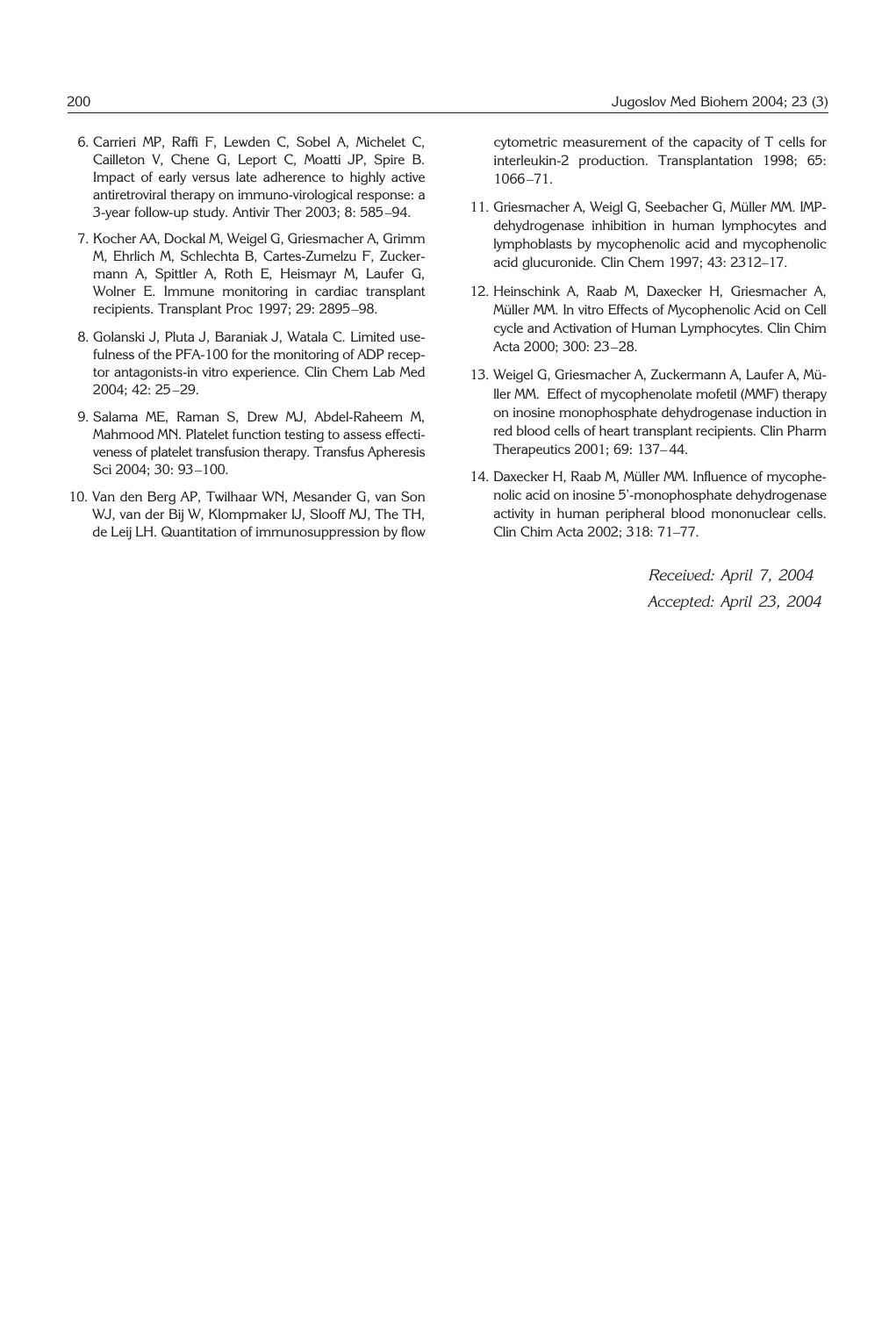6. Carrieri MP, Raffi F, Lewden C, Sobel A, Michelet C, Cailleton V, Chene G, Leport C, Moatti JP, Spire B. Impact of early versus late adherence to highly active antiretroviral therapy on immuno-virological response: a 3-year follow-up study. Antivir Ther 2003; 8: 585–94.

7. Kocher AA, Dockal M, Weigel G, Griesmacher A, Grimm M, Ehrlich M, Schlechta B, Cartes-Zumelzu F, Zuckermann A, Spittler A, Roth E, Heismayr M, Laufer G, Wolner E. Immune monitoring in cardiac transplant recipients. Transplant Proc 1997; 29: 2895–98.

8. Golanski J, Pluta J, Baraniak J, Watala C. Limited usefulness of the PFA-100 for the monitoring of ADP receptor antagonists-in vitro experience. Clin Chem Lab Med 2004; 42: 25–29.

9. Salama ME, Raman S, Drew MJ, Abdel-Raheem M, Mahmood MN. Platelet function testing to assess effectiveness of platelet transfusion therapy. Transfus Apheresis Sci 2004; 30: 93–100.

10. Van den Berg AP, Twilhaar WN, Mesander G, van Son WJ, van der Bij W, Klompmaker IJ, Slooff MJ, The TH, de Leij LH. Quantitation of immunosuppression by flow cytometric measurement of the capacity of T cells for interleukin-2 production. Transplantation 1998; 65: 1066–71.

11. Griesmacher A, Weigl G, Seebacher G, Müller MM. IMP-dehydrogenase inhibition in human lymphocytes and lymphoblasts by mycophenolic acid and mycophenolic acid glucuronide. Clin Chem 1997; 43: 2312–17.

12. Heinschink A, Raab M, Daxecker H, Griesmacher A, Müller MM. In vitro Effects of Mycophenolic Acid on Cell cycle and Activation of Human Lymphocytes. Clin Chim Acta 2000; 300: 23–28.

13. Weigel G, Griesmacher A, Zuckermann A, Laufer A, Müller MM. Effect of mycophenolate mofetil (MMF) therapy on inosine monophosphate dehydrogenase induction in red blood cells of heart transplant recipients. Clin Pharm Therapeutics 2001; 69: 137–44.

14. Daxecker H, Raab M, Müller MM. Influence of mycophenolic acid on inosine 5'-monophosphate dehydrogenase activity in human peripheral blood mononuclear cells. Clin Chim Acta 2002; 318: 71–77.

*Received: April 7, 2004*
*Accepted: April 23, 2004*